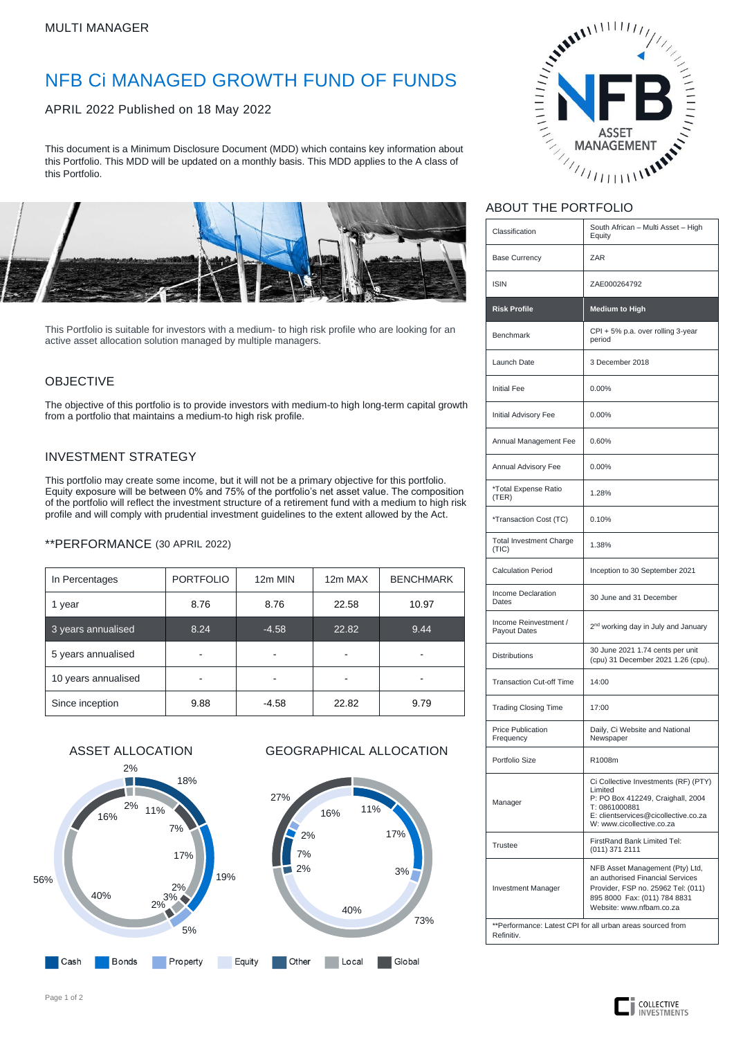MULTI MANAGER

# NFB Ci MANAGED GROWTH FUND OF FUNDS

APRIL 2022 Published on 18 May 2022

This document is a Minimum Disclosure Document (MDD) which contains key information about this Portfolio. This MDD will be updated on a monthly basis. This MDD applies to the A class of this Portfolio.

This Portfolio is suitable for investors with a medium- to high risk profile who are looking for an active asset allocation solution managed by multiple managers.

## OBJECTIVE

The objective of this portfolio is to provide investors with medium-to high long-term capital growth from a portfolio that maintains a medium-to high risk profile.

## INVESTMENT STRATEGY

This portfolio may create some income, but it will not be a primary objective for this portfolio. Equity exposure will be between 0% and 75% of the portfolio's net asset value. The composition of the portfolio will reflect the investment structure of a retirement fund with a medium to high risk profile and will comply with prudential investment guidelines to the extent allowed by the Act.

## **PERFORMANCE (30 APRIL 2022)

| In Percentages | PORTFOLIO | 12m MIN | 12m MAX | BENCHMARK |
|---|---|---|---|---|
| 1 year | 8.76 | 8.76 | 22.58 | 10.97 |
| 3 years annualised | 8.24 | -4.58 | 22.82 | 9.44 |
| 5 years annualised | - | - | - | - |
| 10 years annualised | - | - | - | - |
| Since inception | 9.88 | -4.58 | 22.82 | 9.79 |

## ASSET ALLOCATION

2%, 18%, 2%, 11%, 16%, 7%, 17%, 56%, 19%, 40%, 2%, 3%, 2%, 5%

## GEOGRAPHICAL ALLOCATION

27%, 11%, 16%, 2%, 17%, 7%, 2%, 3%, 40%, 73%

Cash | Bonds | Property | Equity | Other | Local | Global

## ABOUT THE PORTFOLIO

| | |
|---|---|
| Classification | South African – Multi Asset – High Equity |
| Base Currency | ZAR |
| ISIN | ZAE000264792 |
| **Risk Profile** | **Medium to High** |
| Benchmark | CPI + 5% p.a. over rolling 3-year period |
| Launch Date | 3 December 2018 |
| Initial Fee | 0.00% |
| Initial Advisory Fee | 0.00% |
| Annual Management Fee | 0.60% |
| Annual Advisory Fee | 0.00% |
| *Total Expense Ratio (TER) | 1.28% |
| *Transaction Cost (TC) | 0.10% |
| Total Investment Charge (TIC) | 1.38% |
| Calculation Period | Inception to 30 September 2021 |
| Income Declaration Dates | 30 June and 31 December |
| Income Reinvestment / Payout Dates | 2nd working day in July and January |
| Distributions | 30 June 2021 1.74 cents per unit (cpu) 31 December 2021 1.26 (cpu). |
| Transaction Cut-off Time | 14:00 |
| Trading Closing Time | 17:00 |
| Price Publication Frequency | Daily, Ci Website and National Newspaper |
| Portfolio Size | R1008m |
| Manager | Ci Collective Investments (RF) (PTY) Limited<br>P: PO Box 412249, Craighall, 2004<br>T: 0861000881<br>E: clientservices@cicollective.co.za<br>W: www.cicollective.co.za |
| Trustee | FirstRand Bank Limited Tel: (011) 371 2111 |
| Investment Manager | NFB Asset Management (Pty) Ltd, an authorised Financial Services Provider, FSP no. 25962 Tel: (011) 895 8000 Fax: (011) 784 8831 Website: www.nfbam.co.za |

**Performance: Latest CPI for all urban areas sourced from Refinitiv.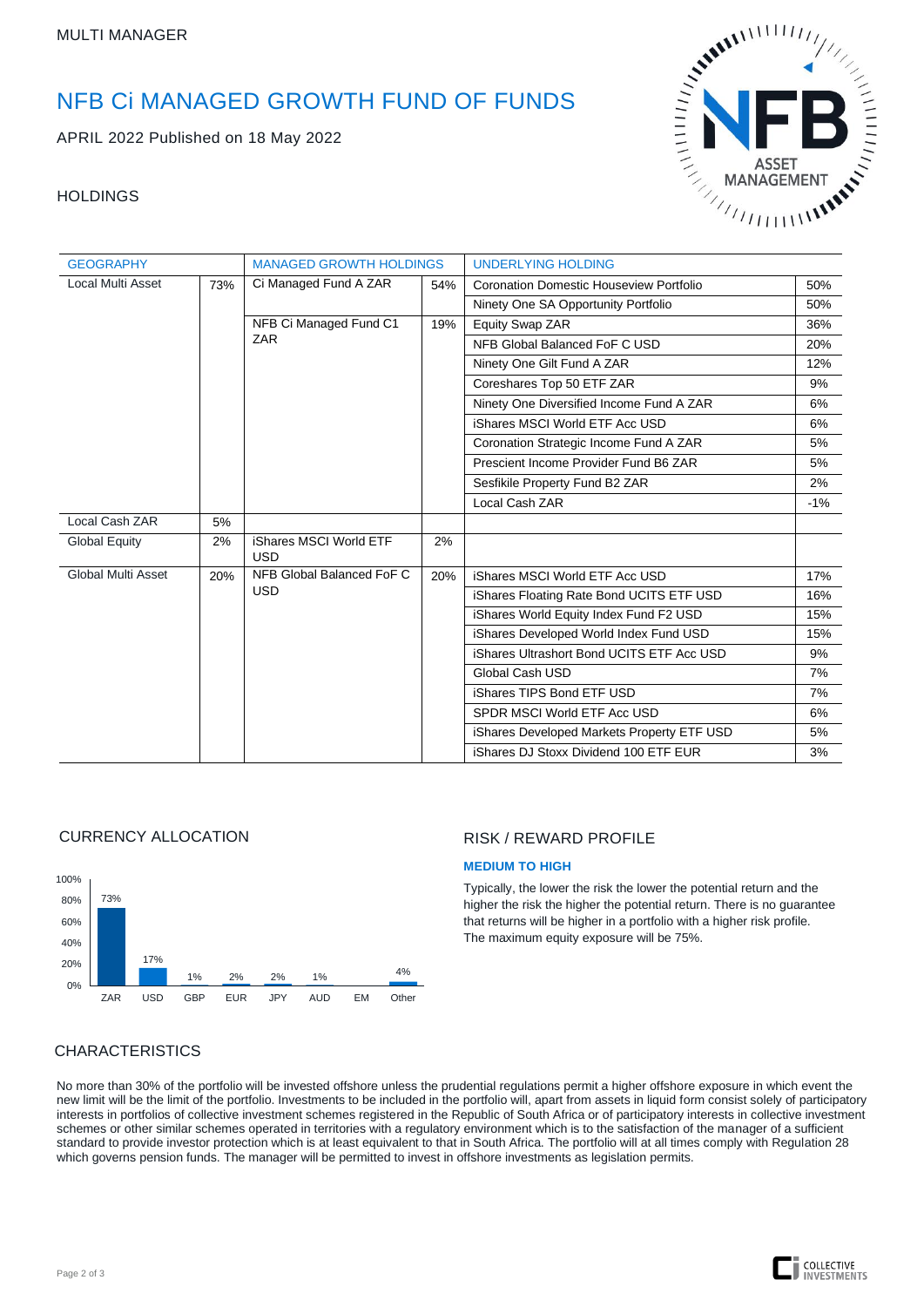MULTI MANAGER

# NFB Ci MANAGED GROWTH FUND OF FUNDS

APRIL 2022 Published on 18 May 2022

## HOLDINGS

| GEOGRAPHY | | MANAGED GROWTH HOLDINGS | | UNDERLYING HOLDING | |
|---|---|---|---|---|---|
| Local Multi Asset | 73% | Ci Managed Fund A ZAR | 54% | Coronation Domestic Houseview Portfolio | 50% |
| | | | | Ninety One SA Opportunity Portfolio | 50% |
| | | NFB Ci Managed Fund C1 ZAR | 19% | Equity Swap ZAR | 36% |
| | | | | NFB Global Balanced FoF C USD | 20% |
| | | | | Ninety One Gilt Fund A ZAR | 12% |
| | | | | Coreshares Top 50 ETF ZAR | 9% |
| | | | | Ninety One Diversified Income Fund A ZAR | 6% |
| | | | | iShares MSCI World ETF Acc USD | 6% |
| | | | | Coronation Strategic Income Fund A ZAR | 5% |
| | | | | Prescient Income Provider Fund B6 ZAR | 5% |
| | | | | Sesfikile Property Fund B2 ZAR | 2% |
| | | | | Local Cash ZAR | -1% |
| Local Cash ZAR | 5% | | | | |
| Global Equity | 2% | iShares MSCI World ETF USD | 2% | | |
| Global Multi Asset | 20% | NFB Global Balanced FoF C USD | 20% | iShares MSCI World ETF Acc USD | 17% |
| | | | | iShares Floating Rate Bond UCITS ETF USD | 16% |
| | | | | iShares World Equity Index Fund F2 USD | 15% |
| | | | | iShares Developed World Index Fund USD | 15% |
| | | | | iShares Ultrashort Bond UCITS ETF Acc USD | 9% |
| | | | | Global Cash USD | 7% |
| | | | | iShares TIPS Bond ETF USD | 7% |
| | | | | SPDR MSCI World ETF Acc USD | 6% |
| | | | | iShares Developed Markets Property ETF USD | 5% |
| | | | | iShares DJ Stoxx Dividend 100 ETF EUR | 3% |

## CURRENCY ALLOCATION

| ZAR | USD | GBP | EUR | JPY | AUD | EM | Other |
|---|---|---|---|---|---|---|---|
| 73% | 17% | 1% | 2% | 2% | 1% | | 4% |

## RISK / REWARD PROFILE

**MEDIUM TO HIGH**

Typically, the lower the risk the lower the potential return and the higher the risk the higher the potential return. There is no guarantee that returns will be higher in a portfolio with a higher risk profile. The maximum equity exposure will be 75%.

## CHARACTERISTICS

No more than 30% of the portfolio will be invested offshore unless the prudential regulations permit a higher offshore exposure in which event the new limit will be the limit of the portfolio. Investments to be included in the portfolio will, apart from assets in liquid form consist solely of participatory interests in portfolios of collective investment schemes registered in the Republic of South Africa or of participatory interests in collective investment schemes or other similar schemes operated in territories with a regulatory environment which is to the satisfaction of the manager of a sufficient standard to provide investor protection which is at least equivalent to that in South Africa. The portfolio will at all times comply with Regulation 28 which governs pension funds. The manager will be permitted to invest in offshore investments as legislation permits.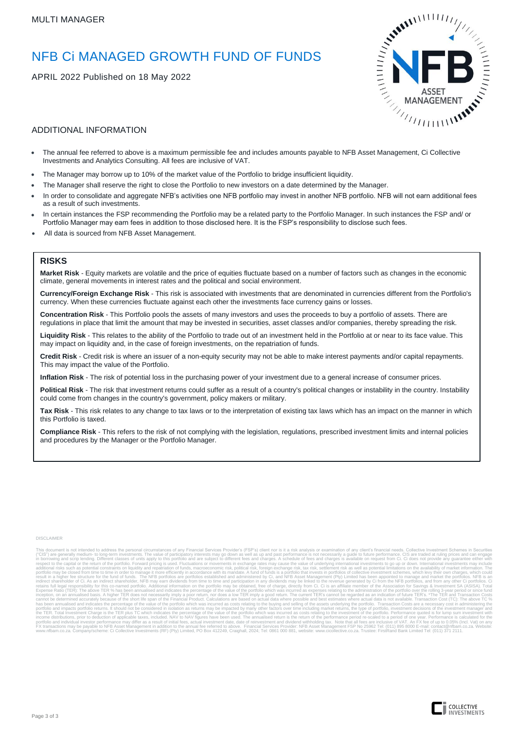MULTI MANAGER

# NFB Ci MANAGED GROWTH FUND OF FUNDS

APRIL 2022 Published on 18 May 2022

## ADDITIONAL INFORMATION

- The annual fee referred to above is a maximum permissible fee and includes amounts payable to NFB Asset Management, Ci Collective Investments and Analytics Consulting. All fees are inclusive of VAT.
- The Manager may borrow up to 10% of the market value of the Portfolio to bridge insufficient liquidity.
- The Manager shall reserve the right to close the Portfolio to new investors on a date determined by the Manager.
- In order to consolidate and aggregate NFB's activities one NFB portfolio may invest in another NFB portfolio. NFB will not earn additional fees as a result of such investments.
- In certain instances the FSP recommending the Portfolio may be a related party to the Portfolio Manager. In such instances the FSP and/ or Portfolio Manager may earn fees in addition to those disclosed here. It is the FSP's responsibility to disclose such fees.
- All data is sourced from NFB Asset Management.

## RISKS

**Market Risk** - Equity markets are volatile and the price of equities fluctuate based on a number of factors such as changes in the economic climate, general movements in interest rates and the political and social environment.

**Currency/Foreign Exchange Risk** - This risk is associated with investments that are denominated in currencies different from the Portfolio's currency. When these currencies fluctuate against each other the investments face currency gains or losses.

**Concentration Risk** - This Portfolio pools the assets of many investors and uses the proceeds to buy a portfolio of assets. There are regulations in place that limit the amount that may be invested in securities, asset classes and/or companies, thereby spreading the risk.

**Liquidity Risk** - This relates to the ability of the Portfolio to trade out of an investment held in the Portfolio at or near to its face value. This may impact on liquidity and, in the case of foreign investments, on the repatriation of funds.

**Credit Risk** - Credit risk is where an issuer of a non-equity security may not be able to make interest payments and/or capital repayments. This may impact the value of the Portfolio.

**Inflation Risk** - The risk of potential loss in the purchasing power of your investment due to a general increase of consumer prices.

**Political Risk** - The risk that investment returns could suffer as a result of a country's political changes or instability in the country. Instability could come from changes in the country's government, policy makers or military.

**Tax Risk** - This risk relates to any change to tax laws or to the interpretation of existing tax laws which has an impact on the manner in which this Portfolio is taxed.

**Compliance Risk** - This refers to the risk of not complying with the legislation, regulations, prescribed investment limits and internal policies and procedures by the Manager or the Portfolio Manager.

DISCLAIMER

This document is not intended to address the personal circumstances of any Financial Services Provider's (FSP's) client nor is it a risk analysis or examination of any client's financial needs. Collective Investment Schemes in Securities ("CIS") are generally medium- to long-term investments. The value of participatory interests may go down as well as up and past performance is not necessarily a guide to future performance. CIS are traded at ruling prices and can engage in borrowing and scrip lending. Different classes of units apply to this portfolio and are subject to different fees and charges. A schedule of fees and charges is available on request from Ci. Ci does not provide any guarantee either with respect to the capital or the return of the portfolio. Forward pricing is used. Fluctuations or movements in exchange rates may cause the value of underlying international investments to go up or down. International investments may include additional risks such as potential constraints on liquidity and repatriation of funds, macroeconomic risk, political risk, foreign exchange risk, tax risk, settlement risk as well as potential limitations on the availability of market information. The portfolio may be closed from time to time in order to manage it more efficiently in accordance with its mandate. A fund of funds is a portfolio that invests in portfolios of collective investment schemes, which levy their own charges, which could result in a higher fee structure for the fund of funds. The NFB portfolios are portfolios established and administered by Ci, and NFB Asset Management (Pty) Limited has been appointed to manage and market the portfolios. NFB is an indirect shareholder of Ci. As an indirect shareholder, NFB may earn dividends from time to time and participation in any dividends may be linked to the revenue generated by Ci from the NFB portfolios, and from any other Ci portfolios. Ci retains full legal responsibility for this co-named portfolio. Additional information on the portfolio may be obtained, free of charge, directly from Ci. Ci is an affiliate member of the Association for Savings & Investment SA (ASISA). Total Expense Ratio (TER): The above TER % has been annualised and indicates the percentage of the value of the portfolio which was incurred as expenses relating to the administration of the portfolio over the rolling 3-year period or since fund inception, on an annualised basis. A higher TER does not necessarily imply a poor return, nor does a low TER imply a good return. The current TER's cannot be regarded as an indication of future TER's. *The TER and Transaction Costs cannot be determined accurately because of the short life span of the Financial Product. Calculations are based on actual data where possible and best estimates where actual data is not available. Transaction Cost (TC): The above TC % has been annualised and indicates the percentage of the value of the portfolio which was incurred as costs relating to the buying and selling of the assets underlying the portfolio. Transaction Costs are a necessary cost in administering the portfolio and impacts portfolio returns. It should not be considered in isolation as returns may be impacted by many other factors over time including market returns, the type of portfolio, investment decisions of the investment manager and the TER. Total Investment Charge is the TER plus TC which indicates the percentage of the value of the portfolio which was incurred as costs relating to the investment of the portfolio. Performance quoted is for lump sum investment with income distributions, prior to deduction of applicable taxes, included. NAV to NAV figures have been used. The annualised return is the return of the performance period re-scaled to a period of one year. Performance is calculated for the portfolio and individual investor performance may differ as a result of initial fees, actual investment date, date of reinvestment and dividend withholding tax. Note that all fees are inclusive of VAT. An FX fee of up to 0.05% (Incl. Vat) on any FX transactions may be payable to NFB Asset Management in addition to the annual fee referred to above. Financial Services Provider: NFB Asset Management FSP No 25962 Tel: (011) 895 8000 E-mail: contact@nfbam.co.za. Website: www.nfbam.co.za. Company/scheme: Ci Collective Investments (RF) (Pty) Limited, PO Box 412249, Craighall, 2024; Tel: 0861 000 881, website: www.cicollective.co.za. Trustee: FirstRand Bank Limited Tel: (011) 371 2111.